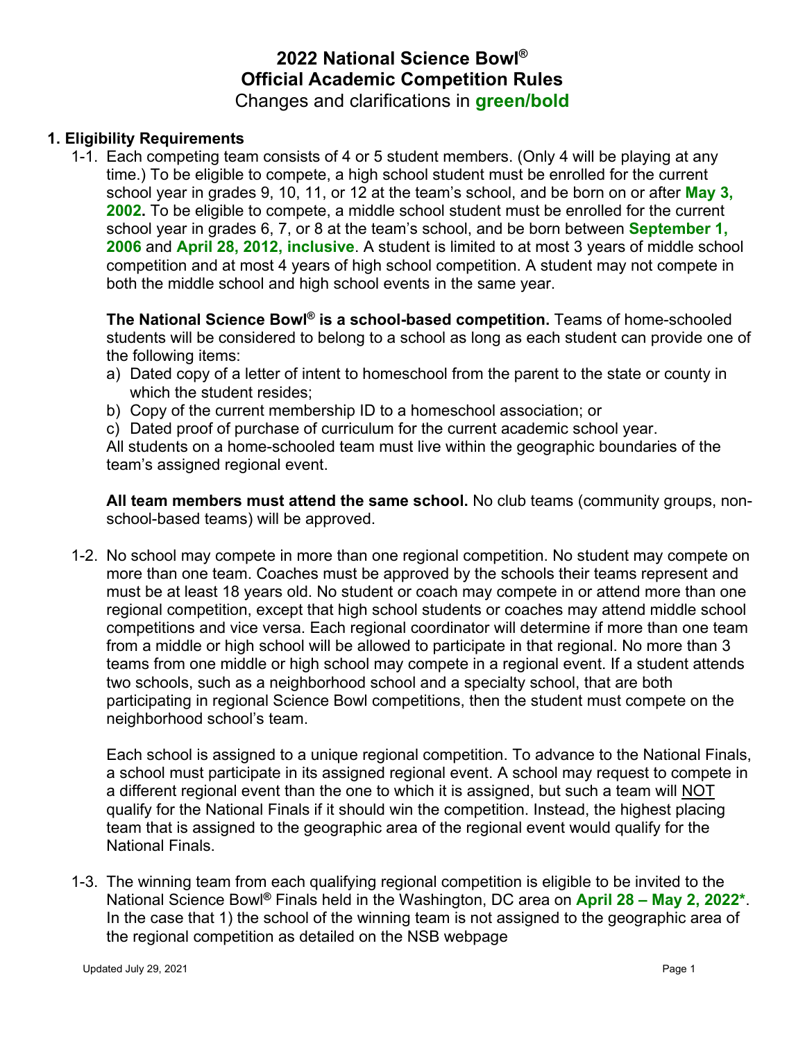# 2022 National Science Bowl®
# Official Academic Competition Rules

Changes and clarifications in **green/bold**

## 1. Eligibility Requirements

1-1. Each competing team consists of 4 or 5 student members. (Only 4 will be playing at any time.) To be eligible to compete, a high school student must be enrolled for the current school year in grades 9, 10, 11, or 12 at the team's school, and be born on or after **May 3, 2002.** To be eligible to compete, a middle school student must be enrolled for the current school year in grades 6, 7, or 8 at the team's school, and be born between **September 1, 2006** and **April 28, 2012, inclusive**. A student is limited to at most 3 years of middle school competition and at most 4 years of high school competition. A student may not compete in both the middle school and high school events in the same year.

**The National Science Bowl® is a school-based competition.** Teams of home-schooled students will be considered to belong to a school as long as each student can provide one of the following items:

a) Dated copy of a letter of intent to homeschool from the parent to the state or county in which the student resides;
b) Copy of the current membership ID to a homeschool association; or
c) Dated proof of purchase of curriculum for the current academic school year.

All students on a home-schooled team must live within the geographic boundaries of the team's assigned regional event.

**All team members must attend the same school.** No club teams (community groups, non-school-based teams) will be approved.

1-2. No school may compete in more than one regional competition. No student may compete on more than one team. Coaches must be approved by the schools their teams represent and must be at least 18 years old. No student or coach may compete in or attend more than one regional competition, except that high school students or coaches may attend middle school competitions and vice versa. Each regional coordinator will determine if more than one team from a middle or high school will be allowed to participate in that regional. No more than 3 teams from one middle or high school may compete in a regional event. If a student attends two schools, such as a neighborhood school and a specialty school, that are both participating in regional Science Bowl competitions, then the student must compete on the neighborhood school's team.

Each school is assigned to a unique regional competition. To advance to the National Finals, a school must participate in its assigned regional event. A school may request to compete in a different regional event than the one to which it is assigned, but such a team will NOT qualify for the National Finals if it should win the competition. Instead, the highest placing team that is assigned to the geographic area of the regional event would qualify for the National Finals.

1-3. The winning team from each qualifying regional competition is eligible to be invited to the National Science Bowl® Finals held in the Washington, DC area on **April 28 – May 2, 2022***. In the case that 1) the school of the winning team is not assigned to the geographic area of the regional competition as detailed on the NSB webpage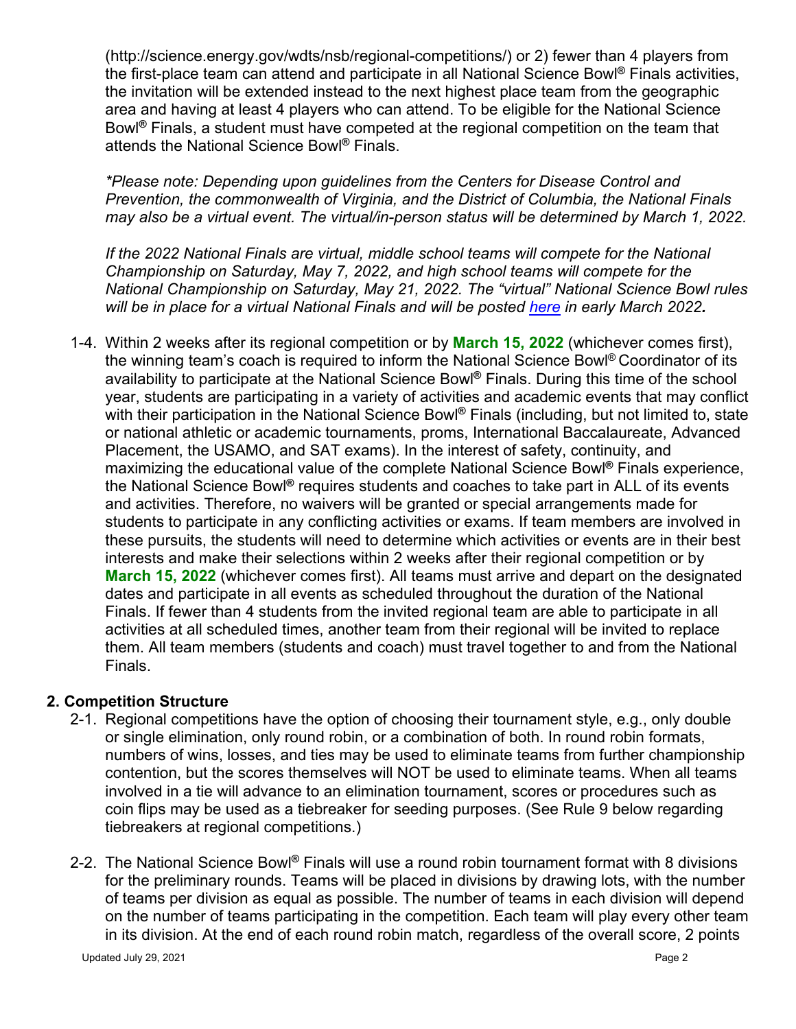(http://science.energy.gov/wdts/nsb/regional-competitions/) or 2) fewer than 4 players from the first-place team can attend and participate in all National Science Bowl® Finals activities, the invitation will be extended instead to the next highest place team from the geographic area and having at least 4 players who can attend. To be eligible for the National Science Bowl® Finals, a student must have competed at the regional competition on the team that attends the National Science Bowl® Finals.

*\*Please note: Depending upon guidelines from the Centers for Disease Control and Prevention, the commonwealth of Virginia, and the District of Columbia, the National Finals may also be a virtual event. The virtual/in-person status will be determined by March 1, 2022.*

*If the 2022 National Finals are virtual, middle school teams will compete for the National Championship on Saturday, May 7, 2022, and high school teams will compete for the National Championship on Saturday, May 21, 2022. The "virtual" National Science Bowl rules will be in place for a virtual National Finals and will be posted [here](#) in early March 2022.*

1-4. Within 2 weeks after its regional competition or by **March 15, 2022** (whichever comes first), the winning team's coach is required to inform the National Science Bowl® Coordinator of its availability to participate at the National Science Bowl® Finals. During this time of the school year, students are participating in a variety of activities and academic events that may conflict with their participation in the National Science Bowl® Finals (including, but not limited to, state or national athletic or academic tournaments, proms, International Baccalaureate, Advanced Placement, the USAMO, and SAT exams). In the interest of safety, continuity, and maximizing the educational value of the complete National Science Bowl® Finals experience, the National Science Bowl® requires students and coaches to take part in ALL of its events and activities. Therefore, no waivers will be granted or special arrangements made for students to participate in any conflicting activities or exams. If team members are involved in these pursuits, the students will need to determine which activities or events are in their best interests and make their selections within 2 weeks after their regional competition or by **March 15, 2022** (whichever comes first). All teams must arrive and depart on the designated dates and participate in all events as scheduled throughout the duration of the National Finals. If fewer than 4 students from the invited regional team are able to participate in all activities at all scheduled times, another team from their regional will be invited to replace them. All team members (students and coach) must travel together to and from the National Finals.

## 2. Competition Structure

2-1. Regional competitions have the option of choosing their tournament style, e.g., only double or single elimination, only round robin, or a combination of both. In round robin formats, numbers of wins, losses, and ties may be used to eliminate teams from further championship contention, but the scores themselves will NOT be used to eliminate teams. When all teams involved in a tie will advance to an elimination tournament, scores or procedures such as coin flips may be used as a tiebreaker for seeding purposes. (See Rule 9 below regarding tiebreakers at regional competitions.)

2-2. The National Science Bowl® Finals will use a round robin tournament format with 8 divisions for the preliminary rounds. Teams will be placed in divisions by drawing lots, with the number of teams per division as equal as possible. The number of teams in each division will depend on the number of teams participating in the competition. Each team will play every other team in its division. At the end of each round robin match, regardless of the overall score, 2 points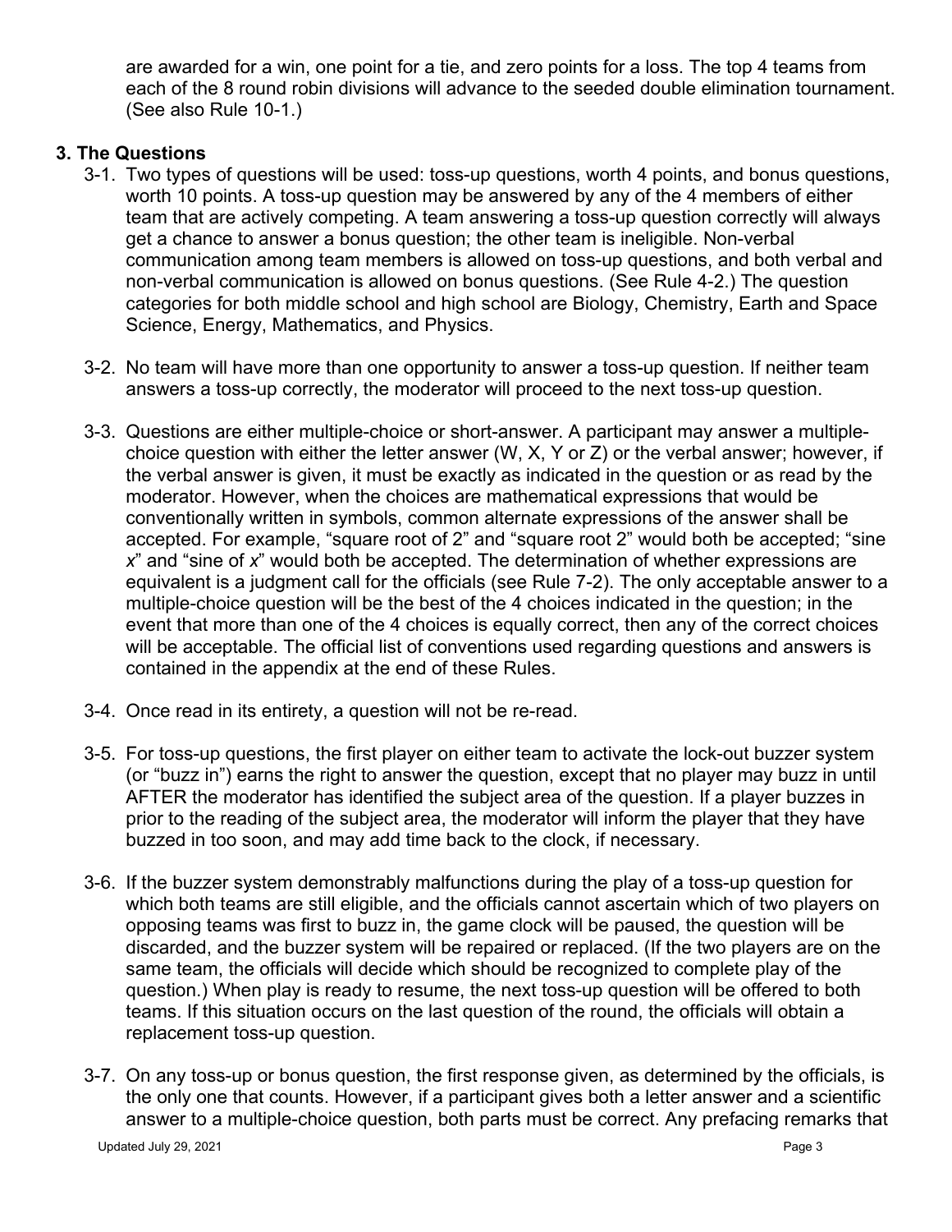are awarded for a win, one point for a tie, and zero points for a loss. The top 4 teams from each of the 8 round robin divisions will advance to the seeded double elimination tournament. (See also Rule 10-1.)

## 3. The Questions

3-1. Two types of questions will be used: toss-up questions, worth 4 points, and bonus questions, worth 10 points. A toss-up question may be answered by any of the 4 members of either team that are actively competing. A team answering a toss-up question correctly will always get a chance to answer a bonus question; the other team is ineligible. Non-verbal communication among team members is allowed on toss-up questions, and both verbal and non-verbal communication is allowed on bonus questions. (See Rule 4-2.) The question categories for both middle school and high school are Biology, Chemistry, Earth and Space Science, Energy, Mathematics, and Physics.

3-2. No team will have more than one opportunity to answer a toss-up question. If neither team answers a toss-up correctly, the moderator will proceed to the next toss-up question.

3-3. Questions are either multiple-choice or short-answer. A participant may answer a multiple-choice question with either the letter answer (W, X, Y or Z) or the verbal answer; however, if the verbal answer is given, it must be exactly as indicated in the question or as read by the moderator. However, when the choices are mathematical expressions that would be conventionally written in symbols, common alternate expressions of the answer shall be accepted. For example, "square root of 2" and "square root 2" would both be accepted; "sine *x*" and "sine of *x*" would both be accepted. The determination of whether expressions are equivalent is a judgment call for the officials (see Rule 7-2). The only acceptable answer to a multiple-choice question will be the best of the 4 choices indicated in the question; in the event that more than one of the 4 choices is equally correct, then any of the correct choices will be acceptable. The official list of conventions used regarding questions and answers is contained in the appendix at the end of these Rules.

3-4. Once read in its entirety, a question will not be re-read.

3-5. For toss-up questions, the first player on either team to activate the lock-out buzzer system (or "buzz in") earns the right to answer the question, except that no player may buzz in until AFTER the moderator has identified the subject area of the question. If a player buzzes in prior to the reading of the subject area, the moderator will inform the player that they have buzzed in too soon, and may add time back to the clock, if necessary.

3-6. If the buzzer system demonstrably malfunctions during the play of a toss-up question for which both teams are still eligible, and the officials cannot ascertain which of two players on opposing teams was first to buzz in, the game clock will be paused, the question will be discarded, and the buzzer system will be repaired or replaced. (If the two players are on the same team, the officials will decide which should be recognized to complete play of the question.) When play is ready to resume, the next toss-up question will be offered to both teams. If this situation occurs on the last question of the round, the officials will obtain a replacement toss-up question.

3-7. On any toss-up or bonus question, the first response given, as determined by the officials, is the only one that counts. However, if a participant gives both a letter answer and a scientific answer to a multiple-choice question, both parts must be correct. Any prefacing remarks that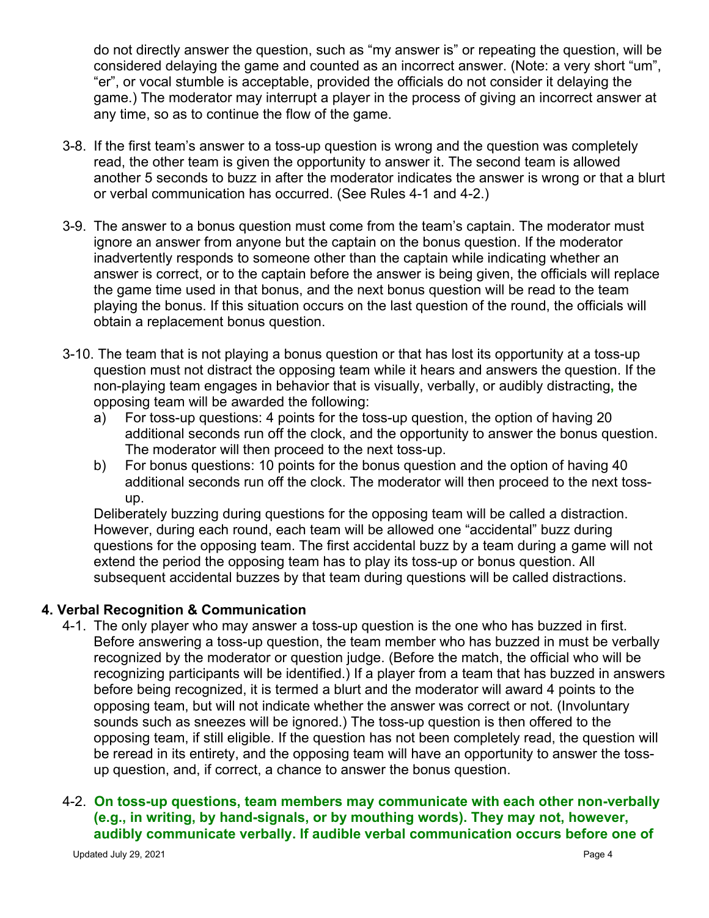do not directly answer the question, such as “my answer is” or repeating the question, will be considered delaying the game and counted as an incorrect answer. (Note: a very short “um”, “er”, or vocal stumble is acceptable, provided the officials do not consider it delaying the game.) The moderator may interrupt a player in the process of giving an incorrect answer at any time, so as to continue the flow of the game.

3-8. If the first team’s answer to a toss-up question is wrong and the question was completely read, the other team is given the opportunity to answer it. The second team is allowed another 5 seconds to buzz in after the moderator indicates the answer is wrong or that a blurt or verbal communication has occurred. (See Rules 4-1 and 4-2.)

3-9. The answer to a bonus question must come from the team’s captain. The moderator must ignore an answer from anyone but the captain on the bonus question. If the moderator inadvertently responds to someone other than the captain while indicating whether an answer is correct, or to the captain before the answer is being given, the officials will replace the game time used in that bonus, and the next bonus question will be read to the team playing the bonus. If this situation occurs on the last question of the round, the officials will obtain a replacement bonus question.

3-10. The team that is not playing a bonus question or that has lost its opportunity at a toss-up question must not distract the opposing team while it hears and answers the question. If the non-playing team engages in behavior that is visually, verbally, or audibly distracting, the opposing team will be awarded the following:

a) For toss-up questions: 4 points for the toss-up question, the option of having 20 additional seconds run off the clock, and the opportunity to answer the bonus question. The moderator will then proceed to the next toss-up.

b) For bonus questions: 10 points for the bonus question and the option of having 40 additional seconds run off the clock. The moderator will then proceed to the next toss-up.

Deliberately buzzing during questions for the opposing team will be called a distraction. However, during each round, each team will be allowed one “accidental” buzz during questions for the opposing team. The first accidental buzz by a team during a game will not extend the period the opposing team has to play its toss-up or bonus question. All subsequent accidental buzzes by that team during questions will be called distractions.

## 4. Verbal Recognition & Communication

4-1. The only player who may answer a toss-up question is the one who has buzzed in first. Before answering a toss-up question, the team member who has buzzed in must be verbally recognized by the moderator or question judge. (Before the match, the official who will be recognizing participants will be identified.) If a player from a team that has buzzed in answers before being recognized, it is termed a blurt and the moderator will award 4 points to the opposing team, but will not indicate whether the answer was correct or not. (Involuntary sounds such as sneezes will be ignored.) The toss-up question is then offered to the opposing team, if still eligible. If the question has not been completely read, the question will be reread in its entirety, and the opposing team will have an opportunity to answer the toss-up question, and, if correct, a chance to answer the bonus question.

4-2. **On toss-up questions, team members may communicate with each other non-verbally (e.g., in writing, by hand-signals, or by mouthing words). They may not, however, audibly communicate verbally. If audible verbal communication occurs before one of**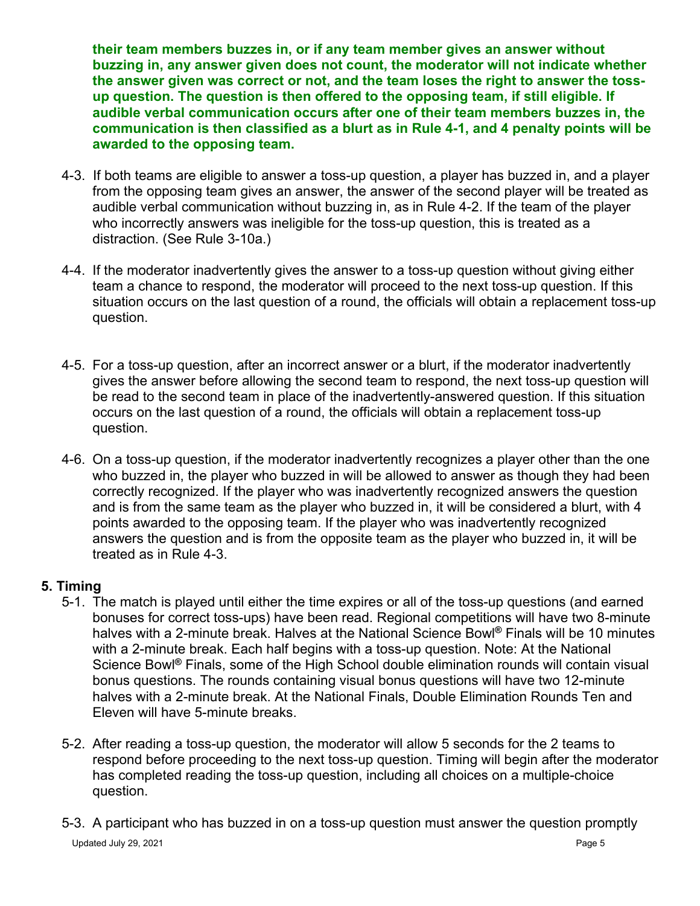**their team members buzzes in, or if any team member gives an answer without buzzing in, any answer given does not count, the moderator will not indicate whether the answer given was correct or not, and the team loses the right to answer the toss-up question. The question is then offered to the opposing team, if still eligible. If audible verbal communication occurs after one of their team members buzzes in, the communication is then classified as a blurt as in Rule 4-1, and 4 penalty points will be awarded to the opposing team.**

4-3. If both teams are eligible to answer a toss-up question, a player has buzzed in, and a player from the opposing team gives an answer, the answer of the second player will be treated as audible verbal communication without buzzing in, as in Rule 4-2. If the team of the player who incorrectly answers was ineligible for the toss-up question, this is treated as a distraction. (See Rule 3-10a.)

4-4. If the moderator inadvertently gives the answer to a toss-up question without giving either team a chance to respond, the moderator will proceed to the next toss-up question. If this situation occurs on the last question of a round, the officials will obtain a replacement toss-up question.

4-5. For a toss-up question, after an incorrect answer or a blurt, if the moderator inadvertently gives the answer before allowing the second team to respond, the next toss-up question will be read to the second team in place of the inadvertently-answered question. If this situation occurs on the last question of a round, the officials will obtain a replacement toss-up question.

4-6. On a toss-up question, if the moderator inadvertently recognizes a player other than the one who buzzed in, the player who buzzed in will be allowed to answer as though they had been correctly recognized. If the player who was inadvertently recognized answers the question and is from the same team as the player who buzzed in, it will be considered a blurt, with 4 points awarded to the opposing team. If the player who was inadvertently recognized answers the question and is from the opposite team as the player who buzzed in, it will be treated as in Rule 4-3.

## 5. Timing

5-1. The match is played until either the time expires or all of the toss-up questions (and earned bonuses for correct toss-ups) have been read. Regional competitions will have two 8-minute halves with a 2-minute break. Halves at the National Science Bowl® Finals will be 10 minutes with a 2-minute break. Each half begins with a toss-up question. Note: At the National Science Bowl® Finals, some of the High School double elimination rounds will contain visual bonus questions. The rounds containing visual bonus questions will have two 12-minute halves with a 2-minute break. At the National Finals, Double Elimination Rounds Ten and Eleven will have 5-minute breaks.

5-2. After reading a toss-up question, the moderator will allow 5 seconds for the 2 teams to respond before proceeding to the next toss-up question. Timing will begin after the moderator has completed reading the toss-up question, including all choices on a multiple-choice question.

5-3. A participant who has buzzed in on a toss-up question must answer the question promptly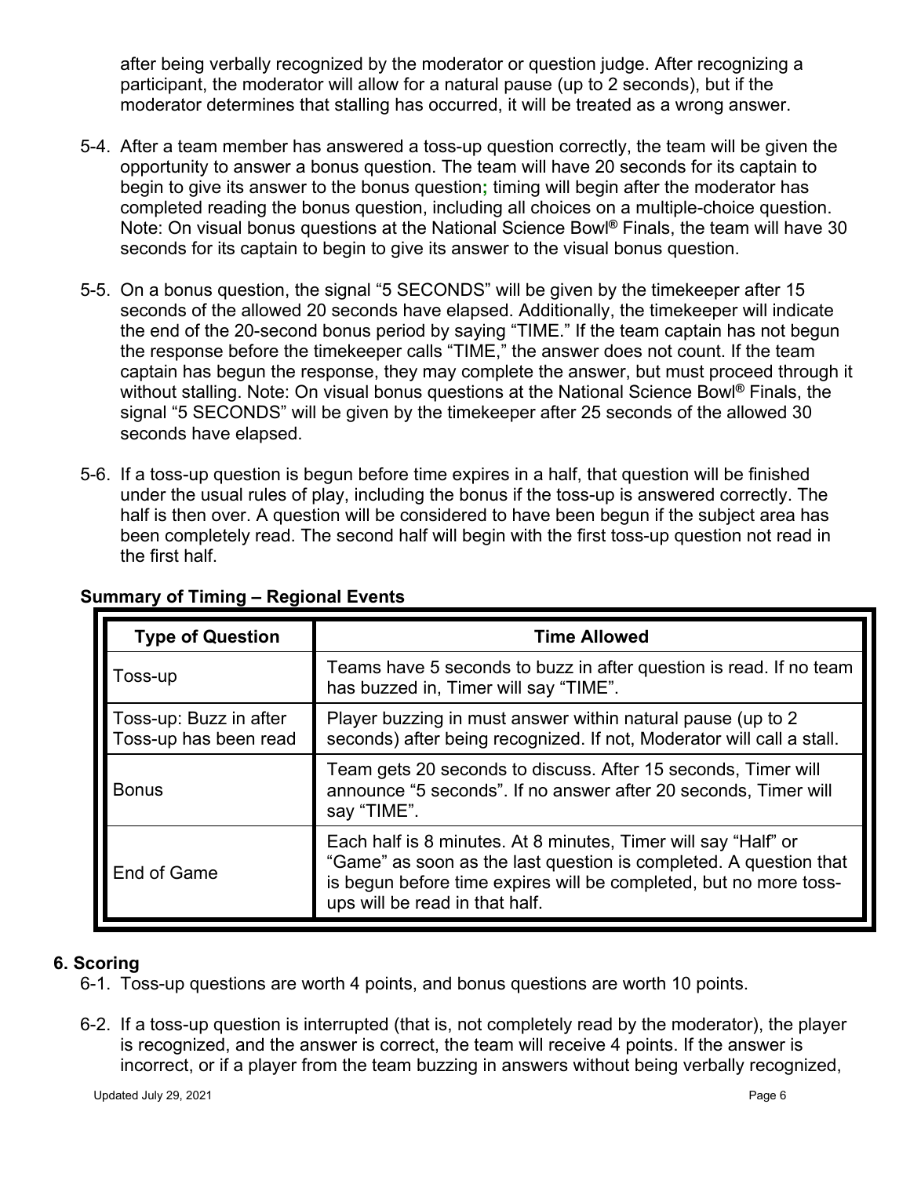after being verbally recognized by the moderator or question judge. After recognizing a participant, the moderator will allow for a natural pause (up to 2 seconds), but if the moderator determines that stalling has occurred, it will be treated as a wrong answer.

5-4. After a team member has answered a toss-up question correctly, the team will be given the opportunity to answer a bonus question. The team will have 20 seconds for its captain to begin to give its answer to the bonus question; timing will begin after the moderator has completed reading the bonus question, including all choices on a multiple-choice question. Note: On visual bonus questions at the National Science Bowl® Finals, the team will have 30 seconds for its captain to begin to give its answer to the visual bonus question.

5-5. On a bonus question, the signal "5 SECONDS" will be given by the timekeeper after 15 seconds of the allowed 20 seconds have elapsed. Additionally, the timekeeper will indicate the end of the 20-second bonus period by saying "TIME." If the team captain has not begun the response before the timekeeper calls "TIME," the answer does not count. If the team captain has begun the response, they may complete the answer, but must proceed through it without stalling. Note: On visual bonus questions at the National Science Bowl® Finals, the signal "5 SECONDS" will be given by the timekeeper after 25 seconds of the allowed 30 seconds have elapsed.

5-6. If a toss-up question is begun before time expires in a half, that question will be finished under the usual rules of play, including the bonus if the toss-up is answered correctly. The half is then over. A question will be considered to have been begun if the subject area has been completely read. The second half will begin with the first toss-up question not read in the first half.

**Summary of Timing – Regional Events**

| Type of Question | Time Allowed |
|---|---|
| Toss-up | Teams have 5 seconds to buzz in after question is read. If no team has buzzed in, Timer will say "TIME". |
| Toss-up: Buzz in after Toss-up has been read | Player buzzing in must answer within natural pause (up to 2 seconds) after being recognized. If not, Moderator will call a stall. |
| Bonus | Team gets 20 seconds to discuss. After 15 seconds, Timer will announce "5 seconds". If no answer after 20 seconds, Timer will say "TIME". |
| End of Game | Each half is 8 minutes. At 8 minutes, Timer will say "Half" or "Game" as soon as the last question is completed. A question that is begun before time expires will be completed, but no more toss-ups will be read in that half. |

## 6. Scoring

6-1. Toss-up questions are worth 4 points, and bonus questions are worth 10 points.

6-2. If a toss-up question is interrupted (that is, not completely read by the moderator), the player is recognized, and the answer is correct, the team will receive 4 points. If the answer is incorrect, or if a player from the team buzzing in answers without being verbally recognized,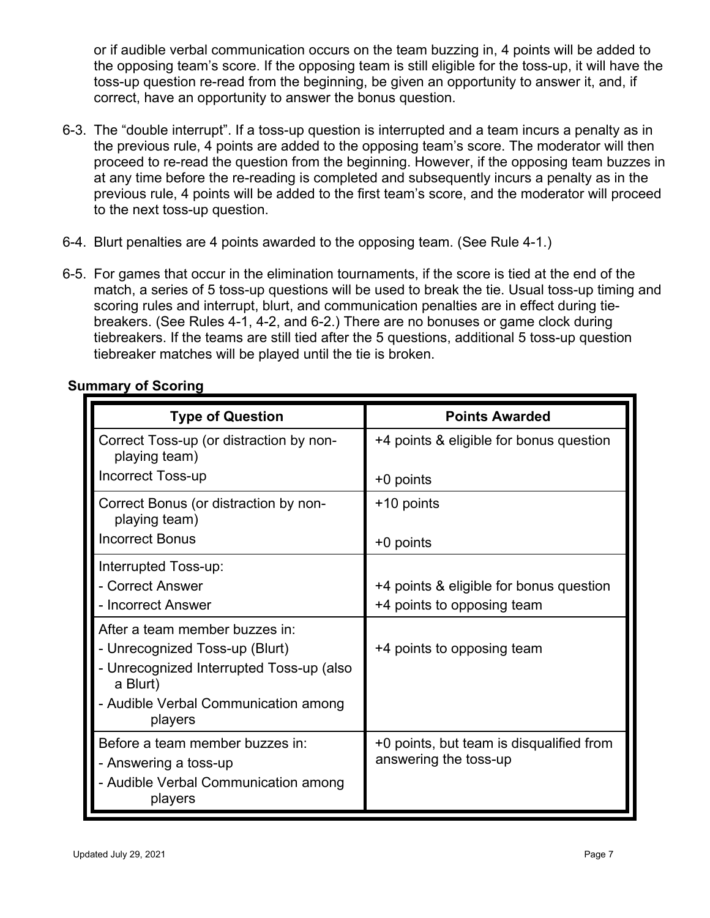or if audible verbal communication occurs on the team buzzing in, 4 points will be added to the opposing team's score. If the opposing team is still eligible for the toss-up, it will have the toss-up question re-read from the beginning, be given an opportunity to answer it, and, if correct, have an opportunity to answer the bonus question.

6-3. The "double interrupt". If a toss-up question is interrupted and a team incurs a penalty as in the previous rule, 4 points are added to the opposing team's score. The moderator will then proceed to re-read the question from the beginning. However, if the opposing team buzzes in at any time before the re-reading is completed and subsequently incurs a penalty as in the previous rule, 4 points will be added to the first team's score, and the moderator will proceed to the next toss-up question.

6-4. Blurt penalties are 4 points awarded to the opposing team. (See Rule 4-1.)

6-5. For games that occur in the elimination tournaments, if the score is tied at the end of the match, a series of 5 toss-up questions will be used to break the tie. Usual toss-up timing and scoring rules and interrupt, blurt, and communication penalties are in effect during tie-breakers. (See Rules 4-1, 4-2, and 6-2.) There are no bonuses or game clock during tiebreakers. If the teams are still tied after the 5 questions, additional 5 toss-up question tiebreaker matches will be played until the tie is broken.

**Summary of Scoring**

| Type of Question | Points Awarded |
|---|---|
| Correct Toss-up (or distraction by non-playing team)<br>Incorrect Toss-up | +4 points & eligible for bonus question<br>+0 points |
| Correct Bonus (or distraction by non-playing team)<br>Incorrect Bonus | +10 points<br>+0 points |
| Interrupted Toss-up:<br>- Correct Answer<br>- Incorrect Answer | <br>+4 points & eligible for bonus question<br>+4 points to opposing team |
| After a team member buzzes in:<br>- Unrecognized Toss-up (Blurt)<br>- Unrecognized Interrupted Toss-up (also a Blurt)<br>- Audible Verbal Communication among players | <br>+4 points to opposing team |
| Before a team member buzzes in:<br>- Answering a toss-up<br>- Audible Verbal Communication among players | +0 points, but team is disqualified from answering the toss-up |

Updated July 29, 2021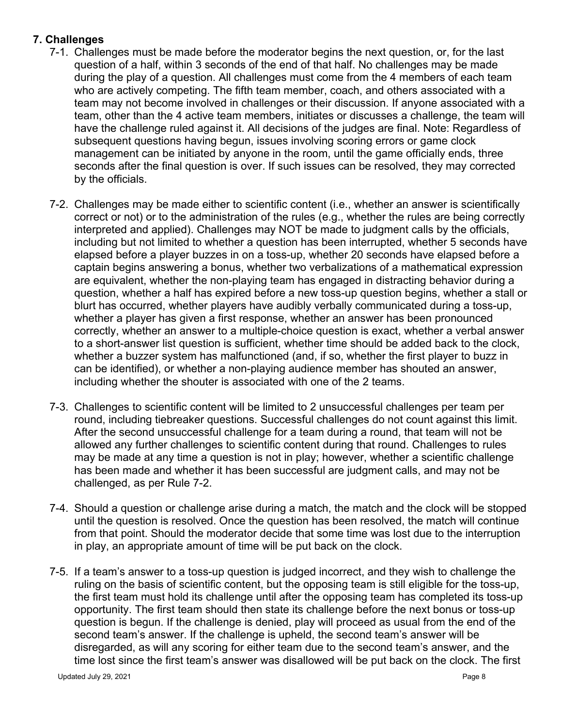### 7. Challenges

7-1. Challenges must be made before the moderator begins the next question, or, for the last question of a half, within 3 seconds of the end of that half. No challenges may be made during the play of a question. All challenges must come from the 4 members of each team who are actively competing. The fifth team member, coach, and others associated with a team may not become involved in challenges or their discussion. If anyone associated with a team, other than the 4 active team members, initiates or discusses a challenge, the team will have the challenge ruled against it. All decisions of the judges are final. Note: Regardless of subsequent questions having begun, issues involving scoring errors or game clock management can be initiated by anyone in the room, until the game officially ends, three seconds after the final question is over. If such issues can be resolved, they may corrected by the officials.

7-2. Challenges may be made either to scientific content (i.e., whether an answer is scientifically correct or not) or to the administration of the rules (e.g., whether the rules are being correctly interpreted and applied). Challenges may NOT be made to judgment calls by the officials, including but not limited to whether a question has been interrupted, whether 5 seconds have elapsed before a player buzzes in on a toss-up, whether 20 seconds have elapsed before a captain begins answering a bonus, whether two verbalizations of a mathematical expression are equivalent, whether the non-playing team has engaged in distracting behavior during a question, whether a half has expired before a new toss-up question begins, whether a stall or blurt has occurred, whether players have audibly verbally communicated during a toss-up, whether a player has given a first response, whether an answer has been pronounced correctly, whether an answer to a multiple-choice question is exact, whether a verbal answer to a short-answer list question is sufficient, whether time should be added back to the clock, whether a buzzer system has malfunctioned (and, if so, whether the first player to buzz in can be identified), or whether a non-playing audience member has shouted an answer, including whether the shouter is associated with one of the 2 teams.

7-3. Challenges to scientific content will be limited to 2 unsuccessful challenges per team per round, including tiebreaker questions. Successful challenges do not count against this limit. After the second unsuccessful challenge for a team during a round, that team will not be allowed any further challenges to scientific content during that round. Challenges to rules may be made at any time a question is not in play; however, whether a scientific challenge has been made and whether it has been successful are judgment calls, and may not be challenged, as per Rule 7-2.

7-4. Should a question or challenge arise during a match, the match and the clock will be stopped until the question is resolved. Once the question has been resolved, the match will continue from that point. Should the moderator decide that some time was lost due to the interruption in play, an appropriate amount of time will be put back on the clock.

7-5. If a team's answer to a toss-up question is judged incorrect, and they wish to challenge the ruling on the basis of scientific content, but the opposing team is still eligible for the toss-up, the first team must hold its challenge until after the opposing team has completed its toss-up opportunity. The first team should then state its challenge before the next bonus or toss-up question is begun. If the challenge is denied, play will proceed as usual from the end of the second team's answer. If the challenge is upheld, the second team's answer will be disregarded, as will any scoring for either team due to the second team's answer, and the time lost since the first team's answer was disallowed will be put back on the clock. The first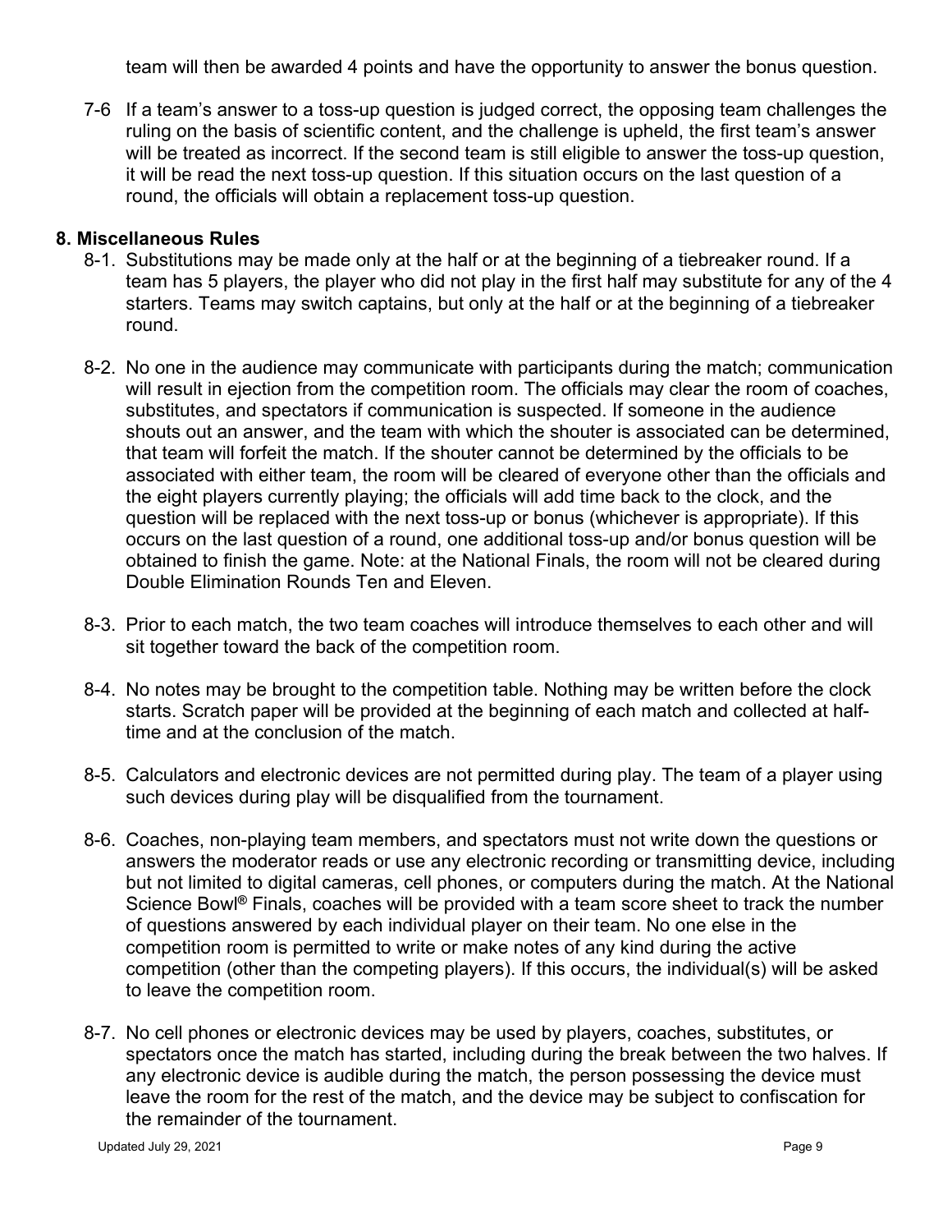team will then be awarded 4 points and have the opportunity to answer the bonus question.

7-6 If a team's answer to a toss-up question is judged correct, the opposing team challenges the ruling on the basis of scientific content, and the challenge is upheld, the first team's answer will be treated as incorrect. If the second team is still eligible to answer the toss-up question, it will be read the next toss-up question. If this situation occurs on the last question of a round, the officials will obtain a replacement toss-up question.

## 8. Miscellaneous Rules

8-1. Substitutions may be made only at the half or at the beginning of a tiebreaker round. If a team has 5 players, the player who did not play in the first half may substitute for any of the 4 starters. Teams may switch captains, but only at the half or at the beginning of a tiebreaker round.

8-2. No one in the audience may communicate with participants during the match; communication will result in ejection from the competition room. The officials may clear the room of coaches, substitutes, and spectators if communication is suspected. If someone in the audience shouts out an answer, and the team with which the shouter is associated can be determined, that team will forfeit the match. If the shouter cannot be determined by the officials to be associated with either team, the room will be cleared of everyone other than the officials and the eight players currently playing; the officials will add time back to the clock, and the question will be replaced with the next toss-up or bonus (whichever is appropriate). If this occurs on the last question of a round, one additional toss-up and/or bonus question will be obtained to finish the game. Note: at the National Finals, the room will not be cleared during Double Elimination Rounds Ten and Eleven.

8-3. Prior to each match, the two team coaches will introduce themselves to each other and will sit together toward the back of the competition room.

8-4. No notes may be brought to the competition table. Nothing may be written before the clock starts. Scratch paper will be provided at the beginning of each match and collected at half-time and at the conclusion of the match.

8-5. Calculators and electronic devices are not permitted during play. The team of a player using such devices during play will be disqualified from the tournament.

8-6. Coaches, non-playing team members, and spectators must not write down the questions or answers the moderator reads or use any electronic recording or transmitting device, including but not limited to digital cameras, cell phones, or computers during the match. At the National Science Bowl® Finals, coaches will be provided with a team score sheet to track the number of questions answered by each individual player on their team. No one else in the competition room is permitted to write or make notes of any kind during the active competition (other than the competing players). If this occurs, the individual(s) will be asked to leave the competition room.

8-7. No cell phones or electronic devices may be used by players, coaches, substitutes, or spectators once the match has started, including during the break between the two halves. If any electronic device is audible during the match, the person possessing the device must leave the room for the rest of the match, and the device may be subject to confiscation for the remainder of the tournament.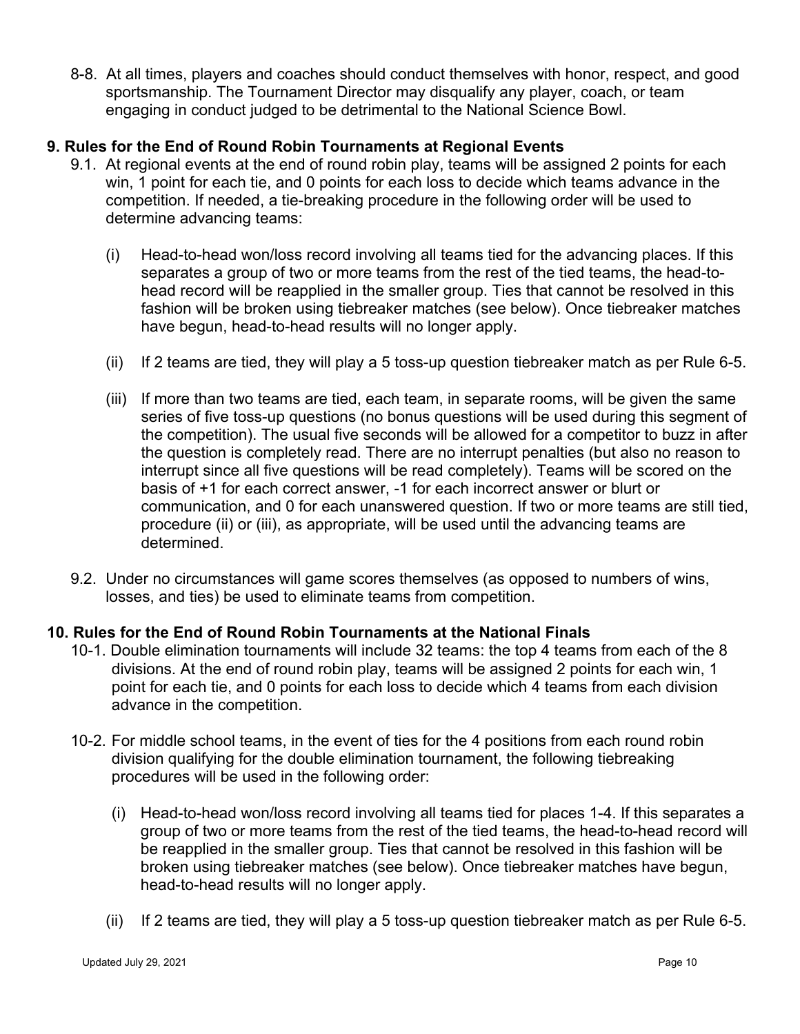8-8. At all times, players and coaches should conduct themselves with honor, respect, and good sportsmanship. The Tournament Director may disqualify any player, coach, or team engaging in conduct judged to be detrimental to the National Science Bowl.

## 9. Rules for the End of Round Robin Tournaments at Regional Events

9.1. At regional events at the end of round robin play, teams will be assigned 2 points for each win, 1 point for each tie, and 0 points for each loss to decide which teams advance in the competition. If needed, a tie-breaking procedure in the following order will be used to determine advancing teams:

(i) Head-to-head won/loss record involving all teams tied for the advancing places. If this separates a group of two or more teams from the rest of the tied teams, the head-to-head record will be reapplied in the smaller group. Ties that cannot be resolved in this fashion will be broken using tiebreaker matches (see below). Once tiebreaker matches have begun, head-to-head results will no longer apply.

(ii) If 2 teams are tied, they will play a 5 toss-up question tiebreaker match as per Rule 6-5.

(iii) If more than two teams are tied, each team, in separate rooms, will be given the same series of five toss-up questions (no bonus questions will be used during this segment of the competition). The usual five seconds will be allowed for a competitor to buzz in after the question is completely read. There are no interrupt penalties (but also no reason to interrupt since all five questions will be read completely). Teams will be scored on the basis of +1 for each correct answer, -1 for each incorrect answer or blurt or communication, and 0 for each unanswered question. If two or more teams are still tied, procedure (ii) or (iii), as appropriate, will be used until the advancing teams are determined.

9.2. Under no circumstances will game scores themselves (as opposed to numbers of wins, losses, and ties) be used to eliminate teams from competition.

## 10. Rules for the End of Round Robin Tournaments at the National Finals

10-1. Double elimination tournaments will include 32 teams: the top 4 teams from each of the 8 divisions. At the end of round robin play, teams will be assigned 2 points for each win, 1 point for each tie, and 0 points for each loss to decide which 4 teams from each division advance in the competition.

10-2. For middle school teams, in the event of ties for the 4 positions from each round robin division qualifying for the double elimination tournament, the following tiebreaking procedures will be used in the following order:

(i) Head-to-head won/loss record involving all teams tied for places 1-4. If this separates a group of two or more teams from the rest of the tied teams, the head-to-head record will be reapplied in the smaller group. Ties that cannot be resolved in this fashion will be broken using tiebreaker matches (see below). Once tiebreaker matches have begun, head-to-head results will no longer apply.

(ii) If 2 teams are tied, they will play a 5 toss-up question tiebreaker match as per Rule 6-5.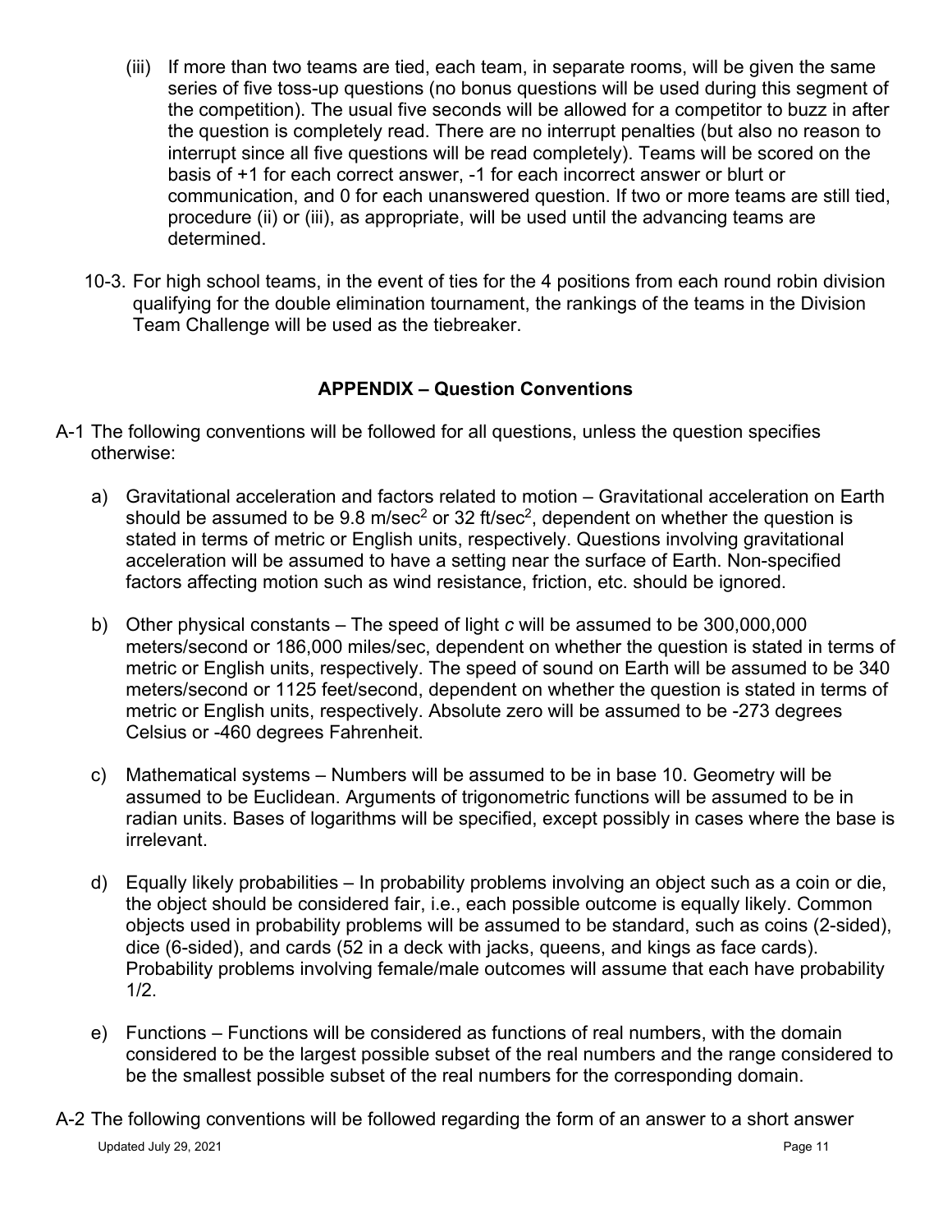(iii) If more than two teams are tied, each team, in separate rooms, will be given the same series of five toss-up questions (no bonus questions will be used during this segment of the competition). The usual five seconds will be allowed for a competitor to buzz in after the question is completely read. There are no interrupt penalties (but also no reason to interrupt since all five questions will be read completely). Teams will be scored on the basis of +1 for each correct answer, -1 for each incorrect answer or blurt or communication, and 0 for each unanswered question. If two or more teams are still tied, procedure (ii) or (iii), as appropriate, will be used until the advancing teams are determined.

10-3. For high school teams, in the event of ties for the 4 positions from each round robin division qualifying for the double elimination tournament, the rankings of the teams in the Division Team Challenge will be used as the tiebreaker.

## APPENDIX – Question Conventions

A-1 The following conventions will be followed for all questions, unless the question specifies otherwise:

a) Gravitational acceleration and factors related to motion – Gravitational acceleration on Earth should be assumed to be 9.8 m/sec$^2$ or 32 ft/sec$^2$, dependent on whether the question is stated in terms of metric or English units, respectively. Questions involving gravitational acceleration will be assumed to have a setting near the surface of Earth. Non-specified factors affecting motion such as wind resistance, friction, etc. should be ignored.

b) Other physical constants – The speed of light *c* will be assumed to be 300,000,000 meters/second or 186,000 miles/sec, dependent on whether the question is stated in terms of metric or English units, respectively. The speed of sound on Earth will be assumed to be 340 meters/second or 1125 feet/second, dependent on whether the question is stated in terms of metric or English units, respectively. Absolute zero will be assumed to be -273 degrees Celsius or -460 degrees Fahrenheit.

c) Mathematical systems – Numbers will be assumed to be in base 10. Geometry will be assumed to be Euclidean. Arguments of trigonometric functions will be assumed to be in radian units. Bases of logarithms will be specified, except possibly in cases where the base is irrelevant.

d) Equally likely probabilities – In probability problems involving an object such as a coin or die, the object should be considered fair, i.e., each possible outcome is equally likely. Common objects used in probability problems will be assumed to be standard, such as coins (2-sided), dice (6-sided), and cards (52 in a deck with jacks, queens, and kings as face cards). Probability problems involving female/male outcomes will assume that each have probability 1/2.

e) Functions – Functions will be considered as functions of real numbers, with the domain considered to be the largest possible subset of the real numbers and the range considered to be the smallest possible subset of the real numbers for the corresponding domain.

A-2 The following conventions will be followed regarding the form of an answer to a short answer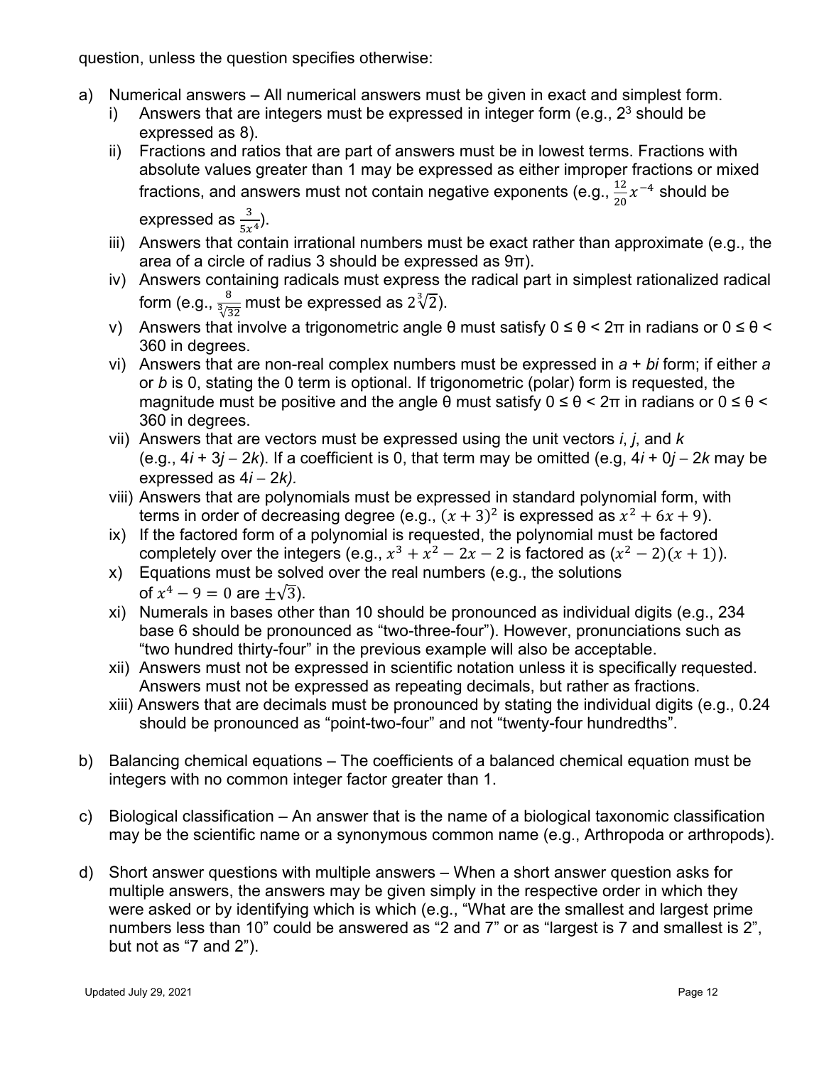question, unless the question specifies otherwise:

a) Numerical answers – All numerical answers must be given in exact and simplest form.
   i) Answers that are integers must be expressed in integer form (e.g., $2^3$ should be expressed as 8).
   ii) Fractions and ratios that are part of answers must be in lowest terms. Fractions with absolute values greater than 1 may be expressed as either improper fractions or mixed fractions, and answers must not contain negative exponents (e.g., $\frac{12}{20}x^{-4}$ should be expressed as $\frac{3}{5x^4}$).
   iii) Answers that contain irrational numbers must be exact rather than approximate (e.g., the area of a circle of radius 3 should be expressed as 9π).
   iv) Answers containing radicals must express the radical part in simplest rationalized radical form (e.g., $\frac{8}{\sqrt[3]{32}}$ must be expressed as $2\sqrt[3]{2}$).
   v) Answers that involve a trigonometric angle θ must satisfy 0 ≤ θ < 2π in radians or 0 ≤ θ < 360 in degrees.
   vi) Answers that are non-real complex numbers must be expressed in *a* + *bi* form; if either *a* or *b* is 0, stating the 0 term is optional. If trigonometric (polar) form is requested, the magnitude must be positive and the angle θ must satisfy 0 ≤ θ < 2π in radians or 0 ≤ θ < 360 in degrees.
   vii) Answers that are vectors must be expressed using the unit vectors *i*, *j*, and *k* (e.g., 4*i* + 3*j* – 2*k*). If a coefficient is 0, that term may be omitted (e.g, 4*i* + 0*j* – 2*k* may be expressed as 4*i* – 2*k).*
   viii) Answers that are polynomials must be expressed in standard polynomial form, with terms in order of decreasing degree (e.g., $(x+3)^2$ is expressed as $x^2+6x+9$).
   ix) If the factored form of a polynomial is requested, the polynomial must be factored completely over the integers (e.g., $x^3+x^2-2x-2$ is factored as $(x^2-2)(x+1)$).
   x) Equations must be solved over the real numbers (e.g., the solutions of $x^4-9=0$ are $\pm\sqrt{3}$).
   xi) Numerals in bases other than 10 should be pronounced as individual digits (e.g., 234 base 6 should be pronounced as "two-three-four"). However, pronunciations such as "two hundred thirty-four" in the previous example will also be acceptable.
   xii) Answers must not be expressed in scientific notation unless it is specifically requested. Answers must not be expressed as repeating decimals, but rather as fractions.
   xiii) Answers that are decimals must be pronounced by stating the individual digits (e.g., 0.24 should be pronounced as "point-two-four" and not "twenty-four hundredths".

b) Balancing chemical equations – The coefficients of a balanced chemical equation must be integers with no common integer factor greater than 1.

c) Biological classification – An answer that is the name of a biological taxonomic classification may be the scientific name or a synonymous common name (e.g., Arthropoda or arthropods).

d) Short answer questions with multiple answers – When a short answer question asks for multiple answers, the answers may be given simply in the respective order in which they were asked or by identifying which is which (e.g., "What are the smallest and largest prime numbers less than 10" could be answered as "2 and 7" or as "largest is 7 and smallest is 2", but not as "7 and 2").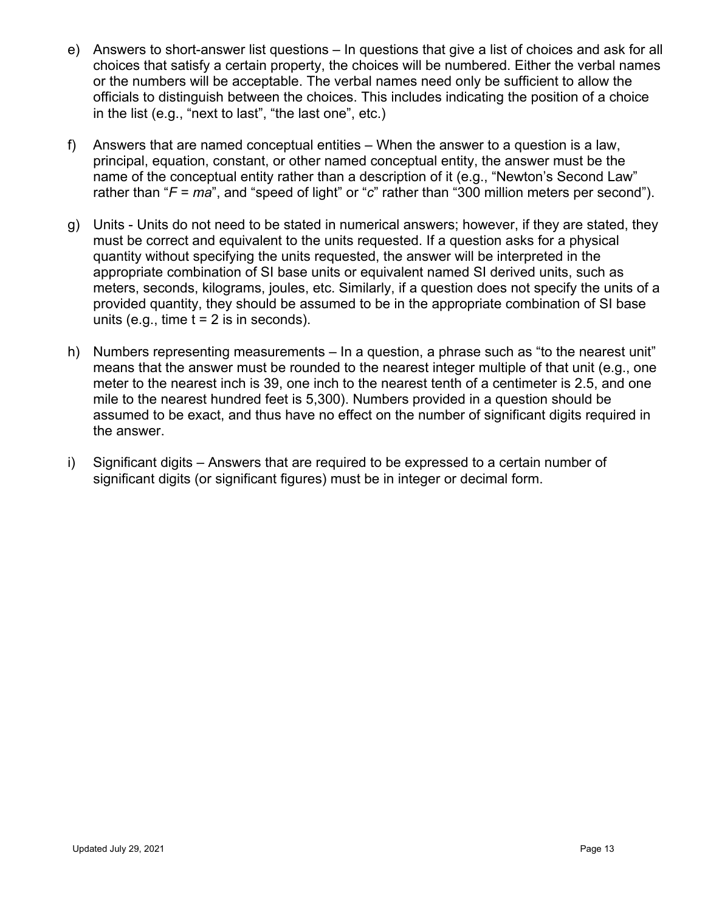e) Answers to short-answer list questions – In questions that give a list of choices and ask for all choices that satisfy a certain property, the choices will be numbered. Either the verbal names or the numbers will be acceptable. The verbal names need only be sufficient to allow the officials to distinguish between the choices. This includes indicating the position of a choice in the list (e.g., "next to last", "the last one", etc.)

f) Answers that are named conceptual entities – When the answer to a question is a law, principal, equation, constant, or other named conceptual entity, the answer must be the name of the conceptual entity rather than a description of it (e.g., "Newton's Second Law" rather than "$F = ma$", and "speed of light" or "$c$" rather than "300 million meters per second").

g) Units - Units do not need to be stated in numerical answers; however, if they are stated, they must be correct and equivalent to the units requested. If a question asks for a physical quantity without specifying the units requested, the answer will be interpreted in the appropriate combination of SI base units or equivalent named SI derived units, such as meters, seconds, kilograms, joules, etc. Similarly, if a question does not specify the units of a provided quantity, they should be assumed to be in the appropriate combination of SI base units (e.g., time $t = 2$ is in seconds).

h) Numbers representing measurements – In a question, a phrase such as "to the nearest unit" means that the answer must be rounded to the nearest integer multiple of that unit (e.g., one meter to the nearest inch is 39, one inch to the nearest tenth of a centimeter is 2.5, and one mile to the nearest hundred feet is 5,300). Numbers provided in a question should be assumed to be exact, and thus have no effect on the number of significant digits required in the answer.

i) Significant digits – Answers that are required to be expressed to a certain number of significant digits (or significant figures) must be in integer or decimal form.